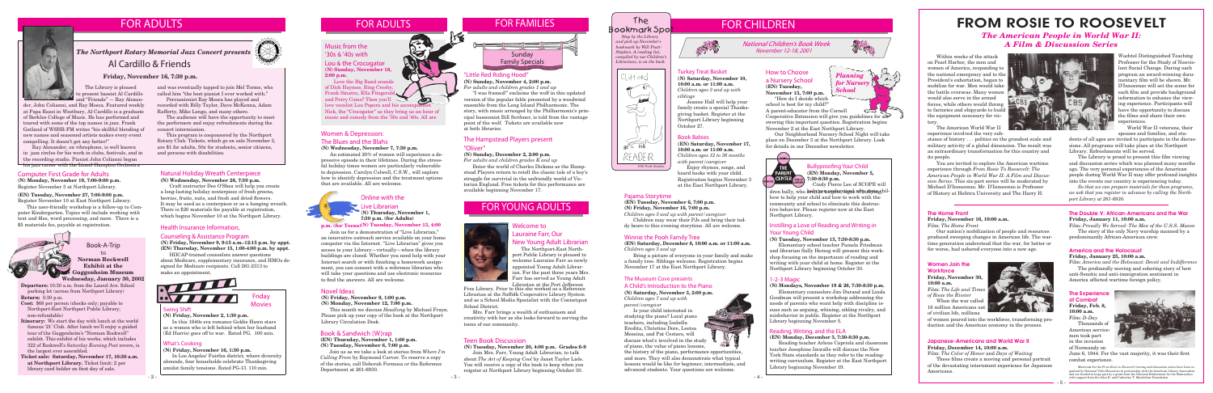# FOR ADULTS

## *The Northport Rotary Memorial Jazz Concert presents*

## Al Cardillo & Friends

**Friday, November 16, 7:30 p.m.**

The Library is pleased to present bassist Al Cardillo and "Friends" — Ray Alexander, John Colianni, and Ray Mosca. Featured weekly at Papa Razzi in Westbury, Al Cardillo is a graduate of Berklee College of Music. He has performed and toured with some of the top names in jazz. Frank Gatland of WSHR-FM writes "his skillful blending of new tunes and seasoned artists makes every event compelling. It doesn't get any better!"

Ray Alexander, on vibraphone, is well known in jazz circles for his work in clubs, festivals, and in the recording studio. Pianist John Colianni began his jazz career with the Lionel Hampton Orchestra and was eventually tapped to join Mel Torme, who called him "the best pianist I ever worked with." Percussionist Ray Mosca has played and recorded with Billy Taylor, Dave McKenna, Adam Rafferty, Mike Longo, and many others.

The audience will have the opportunity to meet the performers and enjoy refreshments during the concert intermission.

This program is cosponsored by the Northport Rotary Club. Tickets, which go on sale November 3, are $1 for adults, 50¢ for students, senior citizens, and persons with disabilities.

### Computer First Grade for Adults

**(N) Monday, November 19, 7:00-9:00 p.m.**
Register November 3 at Northport Library.

**(EN) Tuesday, November 27, 7:00-9:00 p.m.**
Register November 10 at East Northport Library.

This user-friendly workshop is a follow-up to Computer Kindergarten. Topics will include working with text and files, word processing, and more. There is a $5 materials fee, payable at registration.

### Book-A-Trip to Norman Rockwell Exhibit at the Guggenheim Museum

**Wednesday, January 30, 2002**

**Departure:** 10:30 a.m. from the Laurel Ave. School parking lot (across from Northport Library)

**Return:** 5:30 p.m.

**Cost:** $68 per person (checks only; payable to Northport-East Northport Public Library; non-refundable)

**Itinerary:** We start the day with lunch at the world famous '21' Club. After lunch we'll enjoy a guided tour of the Guggenheim's "Norman Rockwell" exhibit. This exhibit of his works, which includes 322 of Rockwell's *Saturday Evening Post* covers, is the largest ever assembled.

**Ticket sale: Saturday, November 17, 10:30 a.m. at Northport Library.** Ticket limit: 2 per library card holder on first day of sale.

### Natural Holiday Wreath Centerpiece

**(N) Wednesday, November 28, 7:30 p.m.**

Craft instructor Dee O'Shea will help you create a long-lasting holiday centerpiece of fresh greens, berries, fruits, nuts, and fresh and dried flowers. It may be used as a centerpiece or as a hanging wreath. There is $20 materials fee payable at registration, which begins November 10 at the Northport Library.

### Health Insurance Information, Counseling & Assistance Program

**(N) Friday, November 9, 9:15 a.m.-12:15 p.m. by appt.**
**(EN) Thursday, November 15, 1:00-4:00 p.m. by appt.**

HIICAP-trained counselors answer questions about Medicare, supplementary insurance, and HMOs designed for Medicare recipients. Call 261-2313 to make an appointment.

# Friday Movies

### Swing Shift

**(N) Friday, November 2, 1:30 p.m.**

In this 1940s era romance Goldie Hawn stars as a woman who is left behind when her husband (Ed Harris) goes off to war. Rated PG. 100 min.

### What's Cooking

**(N) Friday, November 16, 1:30 p.m.**

In *Los Angeles'* Fairfax district, where diversity abounds, four households celebrate Thanksgiving amidst family tensions. Rated PG-13. 110 min.

### Music from the '30s & '40s with Lou & the Crocogator

**(N) Sunday, November 18, 2:00 p.m.**

Love the Big Band sounds of Dick Haymes, Bing Crosby, Frank Sinatra, Ella Fitzgerald, and Perry Como? Then you'll love vocalist Lou Pepora and his accompanist Nick, the "Crocogator" as they bring us an hour of music and comedy from the '30s and '40s. All are welcome.

### Women & Depression: The Blues and the Blahs

**(N) Wednesday, November 7, 7:30 p.m.**

An estimated 20% of women will experience a depressive episode in their lifetimes. During the stressful holiday times women are particularly vulnerable to depression. Carolyn Colwell, C.S.W., will explore how to identify depression and the treatment options that are available. All are welcome.

### Online with the Live Librarian

**(N) Thursday, November 1, 7:30 p.m. (for Adults)**

**(N) Tuesday, November 13, 4:00 p.m. (for Teens)**

Join us for a demonstration of "Live Librarian," an innovative outreach service available on your home computer via the Internet. "Live Librarian" gives you access to your Library—virtually—when the library buildings are closed. Whether you need help with your Internet search or with finishing a homework assignment, you can connect with a reference librarian who will take your questions and use electronic resources to find the answers. All are welcome.

### Novel Ideas

**(N) Friday, November 9, 1:00 p.m.**
**(N) Monday, November 12, 7:00 p.m.**

This month we discuss *Headlong* by Michael Frayn. Please pick up your copy of the book at the Northport Library Circulation Desk.

### Book & Sandwich (W)rap

**(EN) Thursday, November 1, 1:00 p.m.**
**(N) Tuesday, November 6, 7:00 p.m.**

Join us as we take a look at stories from *Where I'm Calling From* by Raymond Carver. To reserve a copy of the stories, call Deborah Formosa or the Reference Department at 261-6930.

# FOR FAMILIES

## Sunday Family Specials

### "Little Red Riding Hood"

**(N) Sunday, November 4, 2:00 p.m.**
*For adults and children grades 1 and up*

"I was framed!" exclaims the wolf in this updated version of the popular fable presented by a woodwind ensemble from the Long Island Philharmonic. The story, with music arranged by the Philharmonic's principal bassoonist Bill Scribner, is told from the vantage point of the wolf. Tickets are available now at both libraries.

### The Hampstead Players present "Oliver"

**(N) Sunday, December 2, 2:00 p.m.**
*For adults and children grades K and up*

Enter the world of Charles Dickens as the Hampstead Players return to retell the classic tale of a boy's struggle for survival in the unfriendly world of Victorian England. Free tickets for this performance are available beginning November 17.

# FOR YOUNG ADULTS

### Welcome to Lauraine Farr, Our New Young Adult Librarian

The Northport-East Northport Public Library is pleased to welcome Lauraine Farr as newly appointed Young Adult Librarian. For the past three years Mrs. Farr has served as Young Adult Librarian at the Port Jefferson Free Library. Prior to this she worked as a Reference Librarian at the Suffolk Cooperative Library System and as a School Media Specialist with the Commack School District.

Mrs. Farr brings a wealth of enthusiasm and creativity with her as she looks forward to serving the teens of our community.

### Teen Book Discussion

**(N) Tuesday, November 20, 4:00 p.m. Grades 6-9**

Join Mrs. Farr, Young Adult Librarian, to talk about *The Art of Keeping Cool* by Janet Taylor Lisle. You will receive a copy of the book to keep when you register at Northport Library beginning October 30.

## The Bookmark Spot

*Stop by the Library and pick up November's bookmark by Will Pratt-Stephen. A reading list, compiled by our Children's Librarians, is on the back.*

# FOR CHILDREN

*National Children's Book Week November 12-18, 2001*

### Turkey Treat Basket

**(N) Saturday, November 10, 10:00 a.m. or 11:00 a.m.**
*Children ages 3 and up with siblings*

Joanne Hall will help your family create a special Thanksgiving basket. Register at the Northport Library beginning October 27.

### Book Babies

**(EN) Saturday, November 17, 10:00 a.m. or 11:00 a.m.**
*Children ages 12 to 36 months with parent/caregiver*

Enjoy rhymes, songs, and board books with your child. Registration begins November 3 at the East Northport Library.

### Pajama Storytime

**(EN) Tuesday, November 6, 7:00 p.m.**
**(N) Friday, November 16, 7:00 p.m.**
*Children ages 3 and up with parent/caregiver*

Children may wear their PJs and bring their teddy bears to this evening storytime. All are welcome.

### Winnie the Pooh Family Tree

**(EN) Saturday, December 8, 10:00 a.m. or 11:00 a.m.**
*Children ages 3 and up*

Bring a picture of everyone in your family and make a family tree. Siblings welcome. Registration begins November 17 at the East Northport Library.

### The Museum Cove presents A Child's Introduction to the Piano

**(N) Saturday, November 3, 2:00 p.m.**
*Children ages 7 and up with parent/caregiver*

Is your child interested in studying the piano? Local piano teachers, including Isabella Krolitz, Christine Dore, Leeba Messina, and Pat Costaro, will discuss what's involved in the study of piano, the value of piano lessons, the history of the piano, performance opportunities, and more. They will also demonstrate what typical lessons would be like for beginner, intermediate, and advanced students. Your questions are welcome.

### How to Choose a Nursery School

**(EN) Tuesday, November 13, 7:00 p.m.**

"How do I decide which school is best for my child?" A parent educator from the Cornell Cooperative Extension will give you guidelines for answering this important question. Registration begins November 2 at the East Northport Library.

Our Neighborhood Nursery School Night will take place on December 3 at the Northport Library. Look for details in our December newsletter.

### Bullyproofing Your Child

**(EN) Monday, November 5, 7:30-8:30 p.m.**

Cindy Pierce Lee of SCOPE will discuss the problem of children bullying other children, how to help your child and how to work with the community and school to eliminate this destructive behavior. Please register now at the East Northport Library.

### Instilling a Love of Reading and Writing in Your Young Child

**(N) Tuesday, November 13, 7:30-8:30 p.m.**

Elementary school teacher Pamela Friedman and librarian Sally Herzog will present this workshop focusing on the importance of reading and writing with your child at home. Register at the Northport Library beginning October 30.

### 1-2-3 Magic

**(N) Mondays, November 19 & 26, 7:30-8:30 p.m.**

Elementary counselors Jim Durand and Linda Goodman will present a workshop addressing the needs of parents who want help with discipline issues such as arguing, whining, sibling rivalry, and misbehavior in public. Register at the Northport Library beginning November 5.

### Reading, Writing, and the ELA

**(EN) Monday, December 3, 7:30-8:30 p.m.**

Reading teacher Arlene Coppola and classroom teacher Josephine Imwalle will discuss the New York State standards as they refer to the reading-writing curriculum. Register at the East Northport Library beginning November 19.

# FROM ROSIE TO ROOSEVELT

## *The American People in World War II: A Film & Discussion Series*

Within weeks of the attack on Pearl Harbor, the men and women of America, responding to the national emergency and to the President's exhortation, began to mobilize for war. Men would take the battle overseas. Many women would also serve in the armed forces, while others would throng to factories and shipyards to build the equipment necessary for victory.

The American World War II experience involved the very substance of history . . . politics on the grandest scale and military activity of a global dimension. The result was an extraordinary transformation for this country and its people.

You are invited to explore the American wartime experience through *From Rosie To Roosevelt: The American People in World War II: A Film and Discussion Series*. This six-part series will be moderated by Michael D'Innocenzo. Mr. D'Innocenzo is Professor of History at Hofstra University and The Harry H. Wachtel Distinguished Teaching Professor for the Study of Nonviolent Social Change. During each program an award-winning documentary film will be shown. Mr. D'Innocenzo will set the scene for each film and provide background information to enhance the viewing experience. Participants will have the opportunity to discuss the films and share their own experiences.

World War II veterans, their spouses and families, and students of all ages are invited to participate in the discussions. All programs will take place at the Northport Library. Refreshments will be served.

The Library is proud to present this film viewing and discussion series which was planned many months ago. The very personal experiences of the American people during World War II may offer profound insights into the events our country is experiencing today.

*So that we can prepare materials for these programs, we ask that you register in advance by calling the Northport Library at 261-6930.*

### The Home Front

**Friday, November 16, 10:00 a.m.**
Film: *The Home Front*

Our nation's mobilization of people and resources produced sweeping changes in American life. The wartime generation understood that the war, for better or for worse, had ushered everyone into a new age.

### Women Join the Workforce

**Friday, November 30, 10:00 a.m.**
Film: *The Life and Times of Rosie the Riveter*

When the war called 16 million Americans out of civilian life, millions of women poured into the workforce, transforming production and the American economy in the process.

### Japanese-Americans and World War II

**Friday, December 14, 10:00 a.m.**
Film: *The Color of Honor* and *Days of Waiting*

These films create a moving and personal portrait of the devastating internment experience for Japanese Americans.

### The Double V: African-Americans and the War

**Friday, January 11, 10:00 a.m.**
Film: *Proudly We Served: The Men of the U.S.S. Mason*

The story of the only Navy warship manned by a predominantly African-American crew.

### America and the Holocaust

**Friday, January 25, 10:00 a.m.**
Film: *America and the Holocaust: Deceit and Indifference*

The profoundly moving and sobering story of how anti-Semitic and anti-immigration sentiment in America affected wartime foreign policy.

### The Experience of Combat

**Friday, Feb. 8, 10:00 a.m.**
Film: *D-Day*

Thousands of American servicemen took part in the invasion of Normandy on June 6, 1944. For the vast majority, it was their first combat experience.

*Materials for the From Rosie to Roosevelt viewing and discussion series have been organized by National Video Resources in partnership with the American Library Association and are funded in large part by a grant from the National Endowment for the Humanities with support from the John D. and Catherine T. MacArthur Foundation.*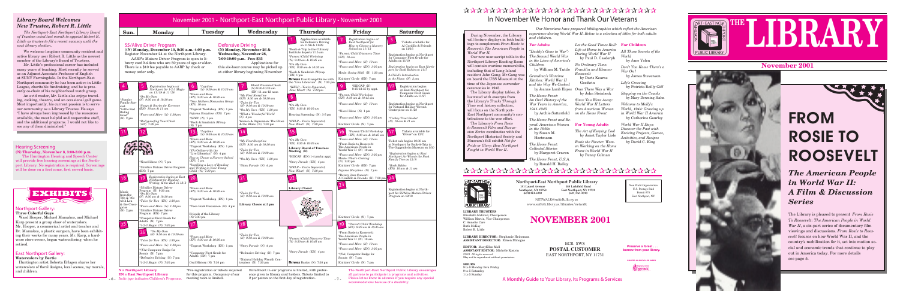## Library Board Welcomes New Trustee, Robert R. Little

*The Northport-East Northport Library Board of Trustees voted last month to appoint Robert R. Little as trustee to fill a recent vacancy until the next library election.*

We welcome longtime community resident and active library user Robert R. Little as the newest member of the Library's Board of Trustees.

Mr. Little's professional career has included many years of teaching. Most recently he served as an Adjunct Associate Professor of English at SUNY Farmingdale. In the Northport-East Northport community he has been active in Little League, charitable fundraising, and he is presently co-chair of his neighborhood watch group.

An avid reader, Mr. Little also enjoys traveling, cooking, theater, and an occasional golf game. Most importantly, his current passion is to serve our community as a Library Trustee. He says "I have always been impressed by the resources available, the most helpful and cooperative staff, and the additional programs. I would not like to see any of them diminished."

### Hearing Screening

**(N) Thursday, November 8, 3:00-5:00 p.m.**

The Huntington Hearing and Speech Center will provide free hearing screenings at the Northport Library. No registration is required. Screenings will be done on a first come, first served basis.

## EXHIBITS

### Northport Gallery:
**Three Colorful Guys**

Ward Hooper, Michael Mamakos, and Michael Karp present a group show of watercolors. Mr. Hooper, a commercial artist and teacher and Dr. Mamakos, a plastic surgeon, have been exhibiting their works for many years. Mr. Karp, a hardware store owner, began watercoloring when he retired.

### East Northport Gallery:
**Watercolors by Bertie**

Huntington artist Roberta Erlagen shares her watercolors of floral designs, local scenes, toy murals, and children.

## November 2001 • Northport-East Northport Public Library • November 2001

**55/Alive Driver Program**
**(N) Monday, December 10, 9:30 a.m.-4:00 p.m.**
Register November 24 at the Northport Library.
AARP's Mature Driver Program is open to library card holders who are 50 years of age or older. There is a $10 fee payable to AARP by check or money order only.

**Defensive Driving**
**(N) Monday, November 26 & Wednesday, November 28, 7:00-10:00 p.m. Fee: $35**
Applications for this six-hour course may be picked up at either library beginning November 1.

| Sun. | Monday | Tuesday | Wednesday | Thursday | Friday | Saturday |
|---|---|---|---|---|---|---|
| | | | | **1** Applications available for Defensive Driving on 11/26 & 11/28; *Book-A-Trip to the Culinary Institute departs 7:15 am; *Parent/Child Workshop (N) 9:30 am & 10:45 am; *On My Own (EN) 9:30 & 10:30 am; *Book & Sandwich-Wiches (EN) 1 pm; NETWALK User Group/Online with the "Live Librarian" (N) 7:30 pm; *HELP—You're Separated, Now What? (N) 7:30 pm | **2** Registration begins at East Northport for How to Choose a Nursery School on 11/13; *Parent/Child Discovery Time (EN) 10 am; *Fours and More (N) 10 am; *Fours and More (EN) 1:30 pm; Movie: Swing Shift (N) 1:30 pm; Knitters' Circle (EN) 7 pm | **3** Tickets available for Al Cardillo & Friends on 11/16; Registration begins at Northport for Computer First Grade for Adults on 11/20; Registration begins at East Northport for Book Babies on 11/7; A Child's Introduction to the Piano (N) 2 pm |
| **4** *Sunday Family Special: "Little Red Riding Hood" (N) 2 pm | **5** Registration begins at Northport for 1-2-3 Magic on 11/19 & 11/26; *On My Own (N) 9:30 am & 10:30 am; *Songs & Stories for Everyone (EN) 10 am & 11 am; *Fours and More (N) 1:30 pm; *Bullyproofing Your Child (EN) 7:30 pm | **6** *Lapsitting (N) 9:30 am & 10:30 am; *Fours and More (EN) 9:30 am; *New Mothers Discussion Group (EN) 10 am; *Tapestry Workshop (EN) 1 pm; Pajama Storytime (EN) 7 pm; *STEP (N) 7 pm; *Book & Sandwich-Wiches (N) 7:30 pm | **7** Blood Pressure Check (N) 9:30-10:30 am (EN) 11 am-12 noon; *My First Storytime (EN) 9:30 am & 10:30 am; *Tales for Two (N) 9:30 am & 10:30 am; *On My Own (EN) 1:30 pm; *What a Wonderful World (N) 4 pm; Women & Depression: The Blues & the Blahs (N) 7:30 pm | **8** *On My Own (EN) 9:30 & 10:30 am; Hearing Screening (N) 3-5 pm; *HELP—You're Separated, Now What? (N) 7:30 pm | **9** *HIICAP (N) 9:15-12:15 by appt.; *Parent/Child Workshop (EN) 9:30 am & 10:45 am; *Fours and More (N) 10 am; *Novel Ideas (N) 1 pm; *Fours and More (EN) 1:30 pm; Knitters' Circle (N) 7 pm | **10** Registration begins at East Northport for Computer First Grade for Adults on 11/27; Registration begins at Northport for Natural Holiday Wreath Centerpiece on 11/28; *Turkey Treat Basket (N) 10 am & 11 am |
| **11** | **12** *Novel Ideas (N) 7 pm; *55/Alive Mature Driver Program (EN) 7 pm | **13** *Lapsitting (N) 9:30 am & 10:30 am; *Fours and More (EN) 9:30 am; *Tapestry Workshop (EN) 1 pm; NETWALK Online with the "Live Librarian" (EN) 7 pm; How to Choose a Nursery School (EN) 7 pm; *Instilling a Love of Reading and Writing in Your Child (N) 7:30 pm | **14** *My First Storytime (EN) 9:30 am & 10:30 am; *Tales for Two (N) 9:30 am & 10:30 am; *On My Own (EN) 1:30 pm; *Story Parade (N) 4 pm | **15** *On My Own (EN) 9:30 & 10:30 am; **Library Board of Trustees Meeting (N)**; *HIICAP (EN) 1-4 pm by appt.; *Story Parade (EN) 4 pm; *HELP—You're Separated, Now What? (N) 7:30 pm | **16** *Parent/Child Workshop (EN) 9:30 am & 10:45 am; *Fours and More (N) 10 am; *From Rosie to Roosevelt: The American People in World War II (N) 10 am; *Fours and More (EN) 1:30 pm; Movie: Women's Cooking (N) 1:30 pm; Knitters' Circle (EN) 7 pm; Pajama Storytime (N) 7 pm; *Rotary Jazz Concert: Al Cardillo & Friends (N) 7:30 pm | **17** Tickets available for "Oliver" on 12/2; Ticket sale begins 10:30 am at Northport for Book-A-Trip to The Guggenheim Museum on 1/30; *Registration begins at East Northport for Winnie the Pooh Family Tree on 12/8; *Book Babies (EN) 10 am & 11 am |
| **18** Music from the '50s & '60s with Lou & the Crossings (N) 2 pm | **19** Registration begins at East Northport for Reading, Writing, & the KLA on 12/4; *55/Alive Mature Driver Program (N) 9:30 am; *On My Own (N) 9:30 am & 10:30 am; *Tales for Two (EN) 1:30 pm; *Fours and More (N) 1:30 pm; *55/Alive Mature Driver Program (EN) 7 pm; *Computer First Grade for Adults (N) 7 pm; *1-2-3 Magic (N) 7:30 pm | **20** *Fours and More (EN) 9:30 am; *Tapestry Workshop (EN) 1 pm; *Teen Book Discussion (N) 4 pm; Friends of the Library (N) 7:30 pm | **21** *Tales for Two (N) 9:30 am & 10:30 am; **Library Closes at 5 pm** | **22** **Library Closed** | **23** Knitters' Circle (N) 7 pm | **24** Registration begins at Northport for 55/Alive Mature Driver Program on 12/4 |
| **25** | **26** *On My Own (N) 9:30 am & 10:30 am; *Tales for Two (EN) 1:30 pm; *Fours and More (N) 1:30 pm; *VA/Computer Help for Scouts (N) 7 pm; *Defensive Driving (N) 7 pm; *1-2-3 Magic (N) 7:30 pm | **27** *Fours and More (EN) 9:30 am; *Tapestry Workshop (EN) 1 pm; *Computer First Grade for Adults (EN) 7 pm; Oral History (N) 7:30 pm | **28** *Tales for Two (N) 9:30 am & 10:30 am; *Story Parade (N) 4 pm; *Defensive Driving (N) 7 pm; *Natural Holiday Wreath Centerpiece (N) 7:30 pm | **29** *Parent/Child Discovery Time (N) 9:30 am & 10:45 am; *Story Parade (EN) 4 pm; NETWALK Basics (N) 7:30 pm | **30** *Parent/Child Workshop (EN) 9:30 am & 10:45 am; *From Rosie to Roosevelt: The American People in World War II (N) 10 am; *Fours and More (N) 10 am; *Fours and More (EN) 1:30 pm; *VA/Computer Help for Scouts (N) 7 pm; Knitters' Circle (N) 7 pm | |

**N = Northport Library**
**EN = East Northport Library**
*Italic type indicates Children's Programs.*

*Pre-registration or tickets required for this program. Occupancy of our meeting room is limited.

Enrollment in our programs is limited, with preference given to library card holders. Tickets limited to 2 per patron on the first day of registration.

The Northport-East Northport Public Library encourages all patrons to participate in programs and activities. Please let us know in advance if you require any special accommodations because of a disability.

## In November We Honor and Thank Our Veterans

*Our librarians have prepared bibliographies which reflect the American experience during World War II. Below is a selection of titles for both adults and children.*

During November, the Library will feature display of books in both buildings to complement *From Rosie to Roosevelt: The American People in World War II*.

Our new manuscript table in the Northport Library Reading Room will contain wartime memorabilia, including that of Long Island resident John Gang. Mr Gang was on board the USS Missouri at the time of the Japanese surrender ceremonies in 1945.

The Library display tables, illustrated with excerpts from the Library's *Tracks Through Time* oral history collection, will focus on the Northport-East Northport community's contributions to the war effort.

The Library's *From Rosie to Roosevelt Film and Discussion Series* coordinates with the Northport Historical Society and Museum's fall exhibit *Not for Pride or Glory: How Northport Fought in World War II*.

### For Adults

*"Daddy's Gone to War": The Second World War in the Lives of America's Children*
by William M. Tuttle

*Grandma's Wartime Kitchen: World War II and the Way We Cooked*
by Joanne Lamb Hayes

*The Home Front: An Oral History of the War Years in America, 1941-1945*
by Archie Satterfield

*The Home Front and Beyond: American Women in the 1940s*
by Susan M. Hartmann

*The Home Front: Collected Stories*
by Margaret Craven

*The Home Front, U.S.A.*
by Ronald H. Bailey

*Let the Good Times Roll: Life at Home in America During World War II*
by Paul D. Casdorph

*No Ordinary Time: Franklin and Eleanor Roosevelt*
by Doris Kearns Goodwin

*Once There was a War*
by John Steinbeck

*Since You Went Away: World War II Letters from American Women on the Home Front*

### For Young Adults

*The Art of Keeping Cool*
by Janet Taylor Lisle

*Rosie the Riveter: Women Working on the Home Front in World War II*
by Penny Colman

### For Children

*All Those Secrets of the World*
by Jane Yolen

*Don't You Know There's a War On?*
by James Stevenson

*Lily's Crossing*
by Patricia Reilly Giff

*Stepping on the Cracks*
by Mary Downing Hahn

*Welcome to Molly's World, 1944: Growing up in World War II America*
by Catherine Gourley

*World War II Days: Discover the Past with Exciting Projects, Games, Activities, and Recipes*
by David C. King

**Northport-East Northport Public Library**
151 Laurel Avenue, Northport, NY 11768, (631) 261-6930
185 Larkfield Road, East Northport, NY 11731, (631) 261-2313

NETWALK@suffolk.lib.ny.us
www.suffolk.lib.ny.us/libraries/netwalk

**LIBRARY TRUSTEES**
Elizabeth McGreal, Chairperson
William Martin, Vice Chairperson
C. Annette Carr
Ruth McKay
Robert R. Little

**LIBRARY DIRECTOR:** Stephanie Heineman
**ASSISTANT DIRECTOR:** Eileen Minogue

**EDITOR:** MaryEllen Mull
**ASSISTANT EDITOR:** Michelle Epstein

©2001. All rights reserved.
May not be reproduced without permission.

**HOURS**
9 to 9 Monday thru Friday
9 to 5 Saturday
1 to 5 Sunday

# NOVEMBER 2001

ECR SWS
**POSTAL CUSTOMER**
EAST NORTHPORT, NY 11731

Non-Profit Organization
U.S. Postage Paid
Permit #74
East Northport, NY

Preserve a forest... borrow from your library.

A Monthly Guide to Your Library, Its Programs & Services

# THE LIBRARY

**November 2001**

# FROM ROSIE TO ROOSEVELT

## *The American People in World War II: A Film & Discussion Series*

The Library is pleased to present *From Rosie To Roosevelt: The American People in World War II*, a six-part series of documentary film viewings and discussions. *From Rosie to Roosevelt* focuses on how World War II, and the country's mobilization for it, set into motion social and economic trends that continue to play out in America today. For more details see page 5.